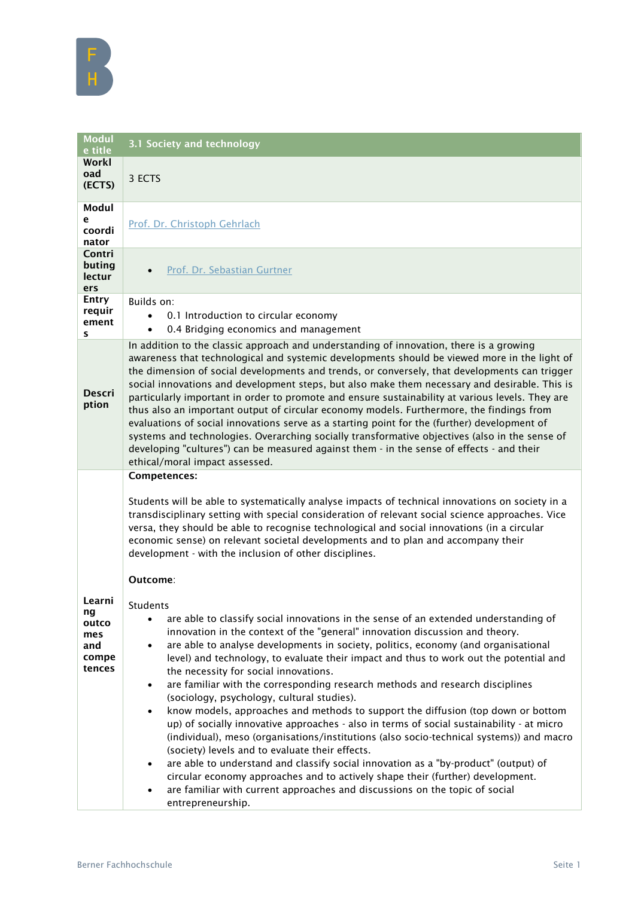| Module title | 3.1 Society and technology |
|---|---|
| Workload (ECTS) | 3 ECTS |
| Module coordinator | Prof. Dr. Christoph Gehrlach |
| Contributing lecturers | • Prof. Dr. Sebastian Gurtner |
| Entry requirements | Builds on:<br>• 0.1 Introduction to circular economy<br>• 0.4 Bridging economics and management |
| Description | In addition to the classic approach and understanding of innovation, there is a growing awareness that technological and systemic developments should be viewed more in the light of the dimension of social developments and trends, or conversely, that developments can trigger social innovations and development steps, but also make them necessary and desirable. This is particularly important in order to promote and ensure sustainability at various levels. They are thus also an important output of circular economy models. Furthermore, the findings from evaluations of social innovations serve as a starting point for the (further) development of systems and technologies. Overarching socially transformative objectives (also in the sense of developing "cultures") can be measured against them - in the sense of effects - and their ethical/moral impact assessed. |
| Learning outcomes and competences | **Competences:**<br><br>Students will be able to systematically analyse impacts of technical innovations on society in a transdisciplinary setting with special consideration of relevant social science approaches. Vice versa, they should be able to recognise technological and social innovations (in a circular economic sense) on relevant societal developments and to plan and accompany their development - with the inclusion of other disciplines.<br><br>**Outcome**:<br><br>Students<br>• are able to classify social innovations in the sense of an extended understanding of innovation in the context of the "general" innovation discussion and theory.<br>• are able to analyse developments in society, politics, economy (and organisational level) and technology, to evaluate their impact and thus to work out the potential and the necessity for social innovations.<br>• are familiar with the corresponding research methods and research disciplines (sociology, psychology, cultural studies).<br>• know models, approaches and methods to support the diffusion (top down or bottom up) of socially innovative approaches - also in terms of social sustainability - at micro (individual), meso (organisations/institutions (also socio-technical systems)) and macro (society) levels and to evaluate their effects.<br>• are able to understand and classify social innovation as a "by-product" (output) of circular economy approaches and to actively shape their (further) development.<br>• are familiar with current approaches and discussions on the topic of social entrepreneurship. |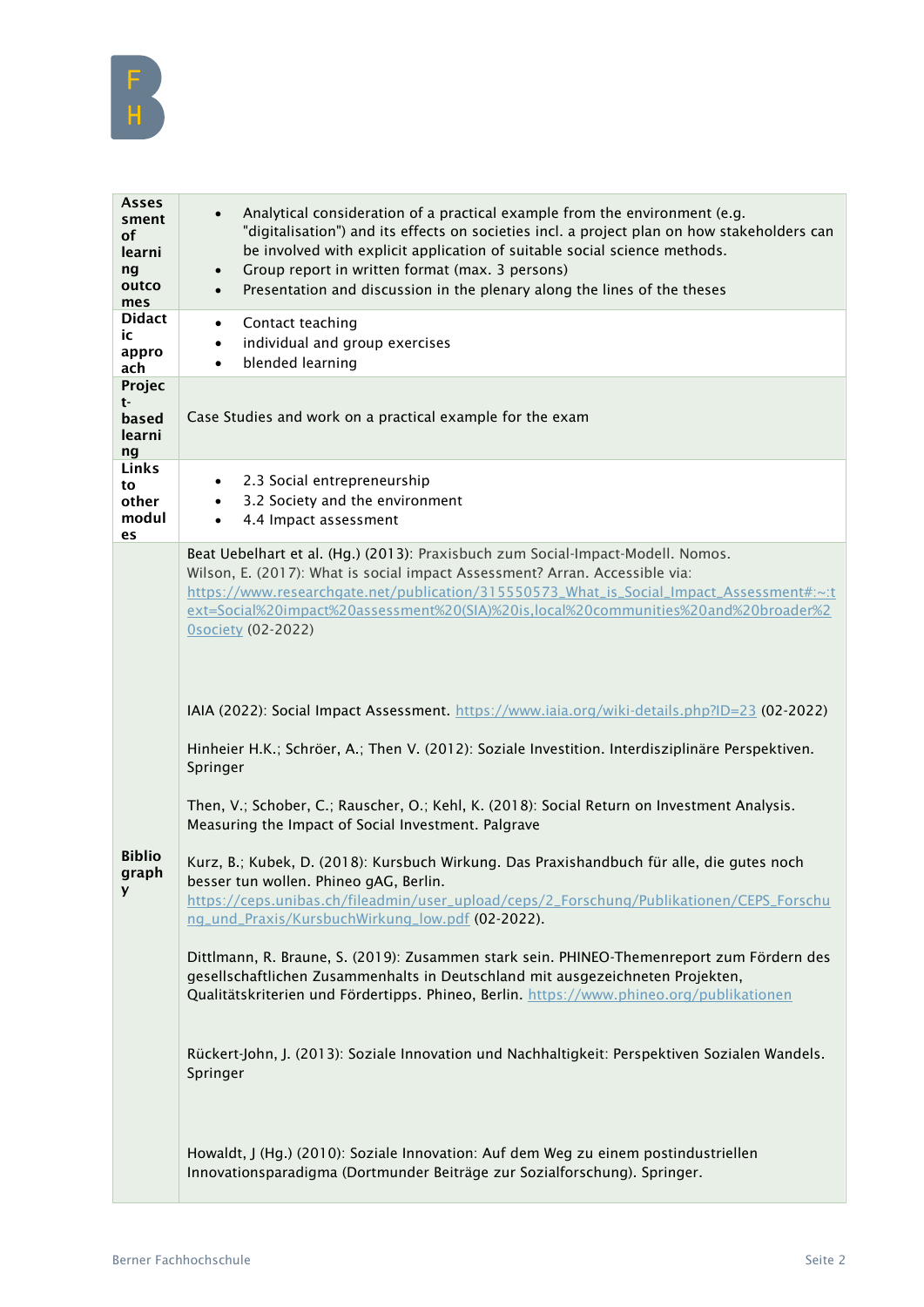| Assessment of learning outcomes | • Analytical consideration of a practical example from the environment (e.g. "digitalisation") and its effects on societies incl. a project plan on how stakeholders can be involved with explicit application of suitable social science methods.<br>• Group report in written format (max. 3 persons)<br>• Presentation and discussion in the plenary along the lines of the theses |
|---|---|
| Didactic approach | • Contact teaching<br>• individual and group exercises<br>• blended learning |
| Project-based learning | Case Studies and work on a practical example for the exam |
| Links to other modules | • 2.3 Social entrepreneurship<br>• 3.2 Society and the environment<br>• 4.4 Impact assessment |
| Bibliography | Beat Uebelhart et al. (Hg.) (2013): Praxisbuch zum Social-Impact-Modell. Nomos.<br>Wilson, E. (2017): What is social impact Assessment? Arran. Accessible via: https://www.researchgate.net/publication/315550573_What_is_Social_Impact_Assessment#:~:text=Social%20impact%20assessment%20(SIA)%20is,local%20communities%20and%20broader%20society (02-2022)<br><br>IAIA (2022): Social Impact Assessment. https://www.iaia.org/wiki-details.php?ID=23 (02-2022)<br><br>Hinheier H.K.; Schröer, A.; Then V. (2012): Soziale Investition. Interdisziplinäre Perspektiven. Springer<br><br>Then, V.; Schober, C.; Rauscher, O.; Kehl, K. (2018): Social Return on Investment Analysis. Measuring the Impact of Social Investment. Palgrave<br><br>Kurz, B.; Kubek, D. (2018): Kursbuch Wirkung. Das Praxishandbuch für alle, die gutes noch besser tun wollen. Phineo gAG, Berlin. https://ceps.unibas.ch/fileadmin/user_upload/ceps/2_Forschung/Publikationen/CEPS_Forschung_und_Praxis/KursbuchWirkung_low.pdf (02-2022).<br><br>Dittlmann, R. Braune, S. (2019): Zusammen stark sein. PHINEO-Themenreport zum Fördern des gesellschaftlichen Zusammenhalts in Deutschland mit ausgezeichneten Projekten, Qualitätskriterien und Fördertipps. Phineo, Berlin. https://www.phineo.org/publikationen<br><br>Rückert-John, J. (2013): Soziale Innovation und Nachhaltigkeit: Perspektiven Sozialen Wandels. Springer<br><br>Howaldt, J (Hg.) (2010): Soziale Innovation: Auf dem Weg zu einem postindustriellen Innovationsparadigma (Dortmunder Beiträge zur Sozialforschung). Springer. |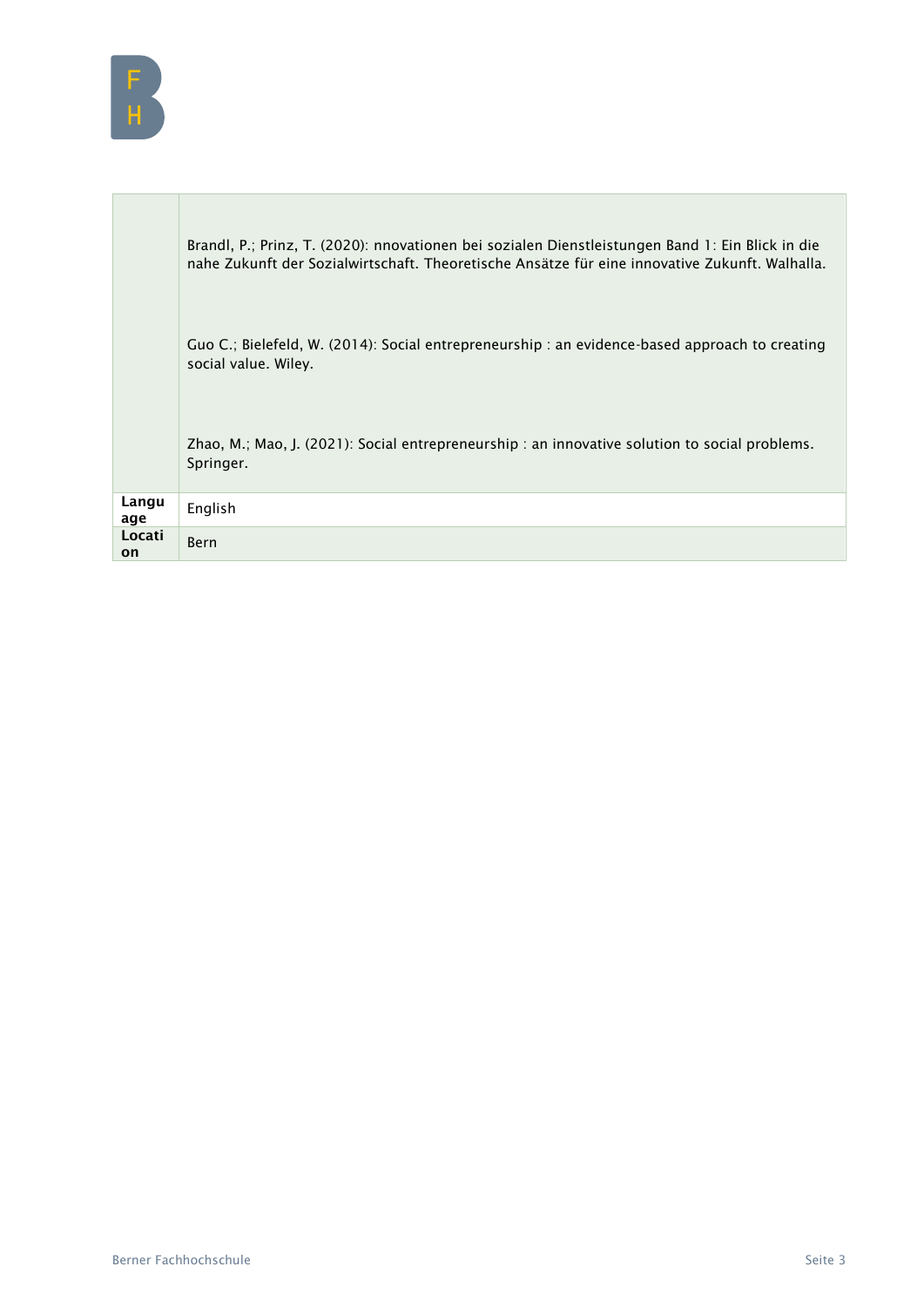| | |
|---|---|
| | Brandl, P.; Prinz, T. (2020): nnovationen bei sozialen Dienstleistungen Band 1: Ein Blick in die nahe Zukunft der Sozialwirtschaft. Theoretische Ansätze für eine innovative Zukunft. Walhalla.<br><br>Guo C.; Bielefeld, W. (2014): Social entrepreneurship : an evidence-based approach to creating social value. Wiley.<br><br>Zhao, M.; Mao, J. (2021): Social entrepreneurship : an innovative solution to social problems. Springer. |
| **Language** | English |
| **Location** | Bern |